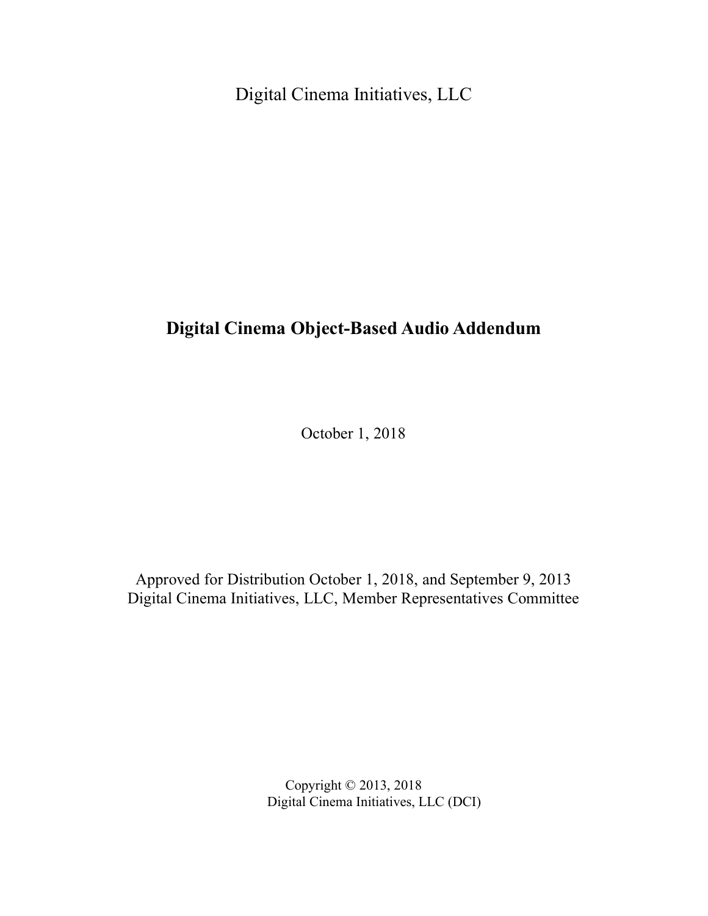Digital Cinema Initiatives, LLC

# Digital Cinema Object-Based Audio Addendum

October 1, 2018

Approved for Distribution October 1, 2018, and September 9, 2013
Digital Cinema Initiatives, LLC, Member Representatives Committee

Copyright © 2013, 2018
Digital Cinema Initiatives, LLC (DCI)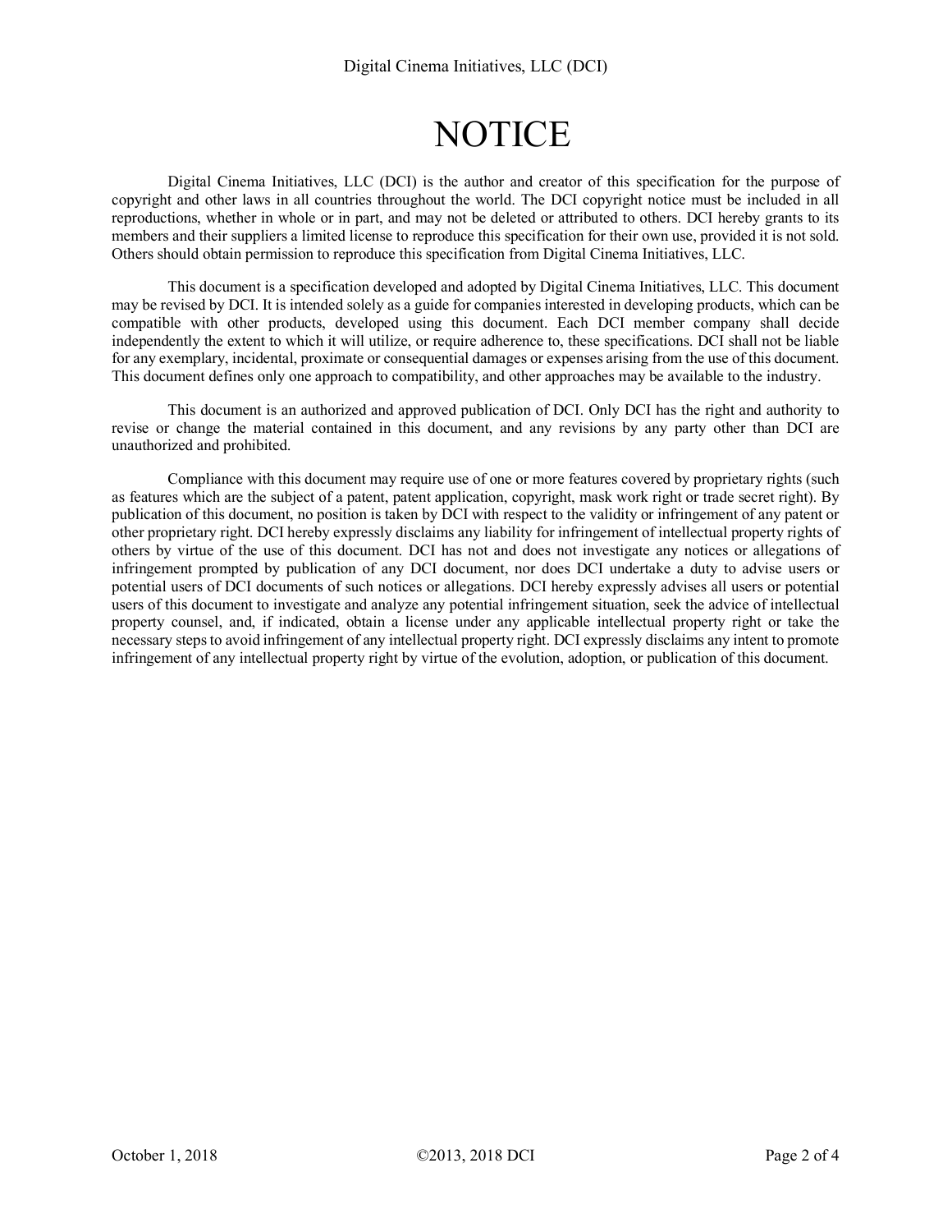# NOTICE

Digital Cinema Initiatives, LLC (DCI) is the author and creator of this specification for the purpose of copyright and other laws in all countries throughout the world. The DCI copyright notice must be included in all reproductions, whether in whole or in part, and may not be deleted or attributed to others. DCI hereby grants to its members and their suppliers a limited license to reproduce this specification for their own use, provided it is not sold. Others should obtain permission to reproduce this specification from Digital Cinema Initiatives, LLC.

This document is a specification developed and adopted by Digital Cinema Initiatives, LLC. This document may be revised by DCI. It is intended solely as a guide for companies interested in developing products, which can be compatible with other products, developed using this document. Each DCI member company shall decide independently the extent to which it will utilize, or require adherence to, these specifications. DCI shall not be liable for any exemplary, incidental, proximate or consequential damages or expenses arising from the use of this document. This document defines only one approach to compatibility, and other approaches may be available to the industry.

This document is an authorized and approved publication of DCI. Only DCI has the right and authority to revise or change the material contained in this document, and any revisions by any party other than DCI are unauthorized and prohibited.

Compliance with this document may require use of one or more features covered by proprietary rights (such as features which are the subject of a patent, patent application, copyright, mask work right or trade secret right). By publication of this document, no position is taken by DCI with respect to the validity or infringement of any patent or other proprietary right. DCI hereby expressly disclaims any liability for infringement of intellectual property rights of others by virtue of the use of this document. DCI has not and does not investigate any notices or allegations of infringement prompted by publication of any DCI document, nor does DCI undertake a duty to advise users or potential users of DCI documents of such notices or allegations. DCI hereby expressly advises all users or potential users of this document to investigate and analyze any potential infringement situation, seek the advice of intellectual property counsel, and, if indicated, obtain a license under any applicable intellectual property right or take the necessary steps to avoid infringement of any intellectual property right. DCI expressly disclaims any intent to promote infringement of any intellectual property right by virtue of the evolution, adoption, or publication of this document.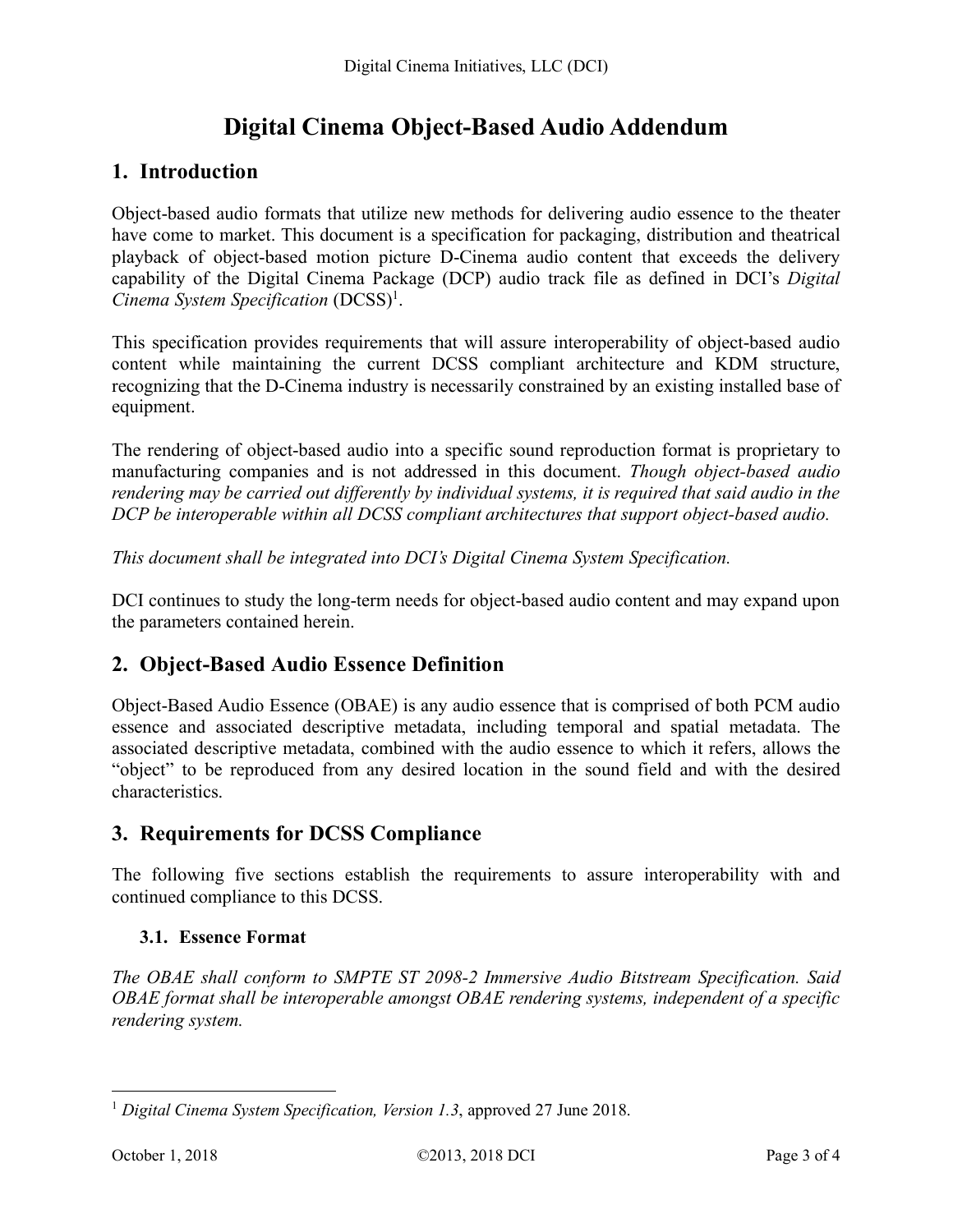# Digital Cinema Object-Based Audio Addendum

## 1. Introduction

Object-based audio formats that utilize new methods for delivering audio essence to the theater have come to market. This document is a specification for packaging, distribution and theatrical playback of object-based motion picture D-Cinema audio content that exceeds the delivery capability of the Digital Cinema Package (DCP) audio track file as defined in DCI's *Digital Cinema System Specification* (DCSS)[1].

This specification provides requirements that will assure interoperability of object-based audio content while maintaining the current DCSS compliant architecture and KDM structure, recognizing that the D-Cinema industry is necessarily constrained by an existing installed base of equipment.

The rendering of object-based audio into a specific sound reproduction format is proprietary to manufacturing companies and is not addressed in this document. *Though object-based audio rendering may be carried out differently by individual systems, it is required that said audio in the DCP be interoperable within all DCSS compliant architectures that support object-based audio.*

*This document shall be integrated into DCI's Digital Cinema System Specification.*

DCI continues to study the long-term needs for object-based audio content and may expand upon the parameters contained herein.

## 2. Object-Based Audio Essence Definition

Object-Based Audio Essence (OBAE) is any audio essence that is comprised of both PCM audio essence and associated descriptive metadata, including temporal and spatial metadata. The associated descriptive metadata, combined with the audio essence to which it refers, allows the "object" to be reproduced from any desired location in the sound field and with the desired characteristics.

## 3. Requirements for DCSS Compliance

The following five sections establish the requirements to assure interoperability with and continued compliance to this DCSS.

### 3.1. Essence Format

*The OBAE shall conform to SMPTE ST 2098-2 Immersive Audio Bitstream Specification. Said OBAE format shall be interoperable amongst OBAE rendering systems, independent of a specific rendering system.*

---

[1] *Digital Cinema System Specification, Version 1.3*, approved 27 June 2018.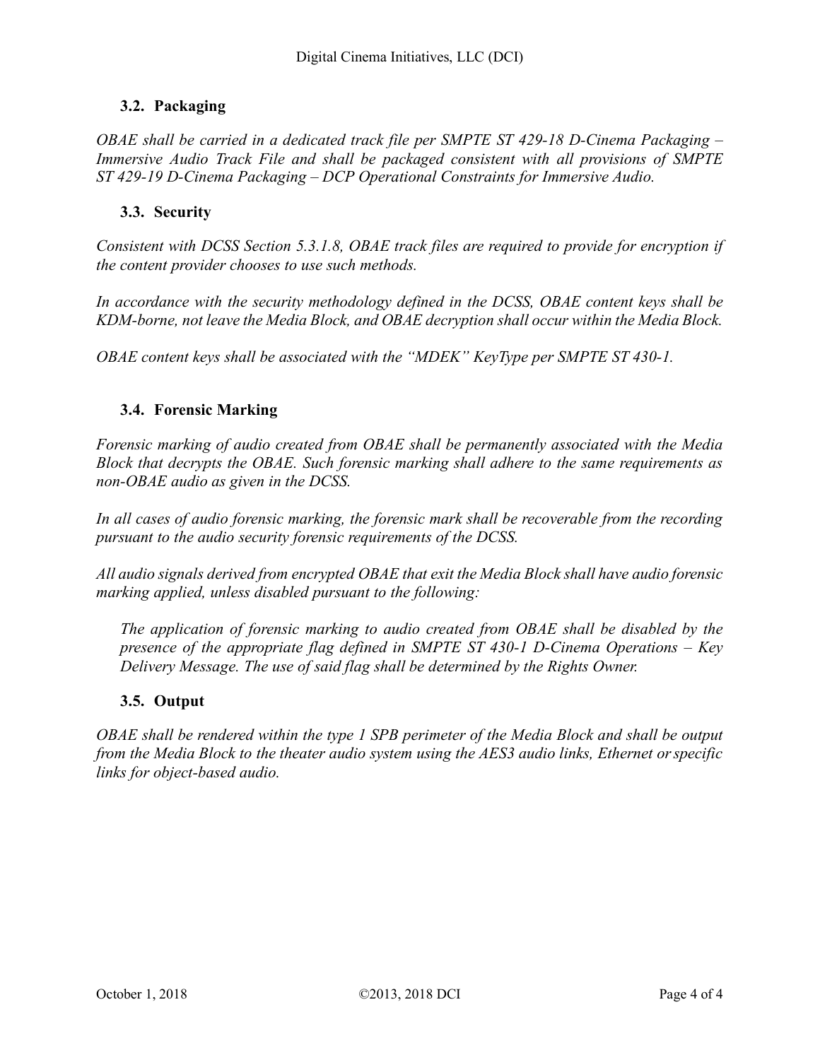### 3.2. Packaging

*OBAE shall be carried in a dedicated track file per SMPTE ST 429-18 D-Cinema Packaging – Immersive Audio Track File and shall be packaged consistent with all provisions of SMPTE ST 429-19 D-Cinema Packaging – DCP Operational Constraints for Immersive Audio.*

### 3.3. Security

*Consistent with DCSS Section 5.3.1.8, OBAE track files are required to provide for encryption if the content provider chooses to use such methods.*

*In accordance with the security methodology defined in the DCSS, OBAE content keys shall be KDM-borne, not leave the Media Block, and OBAE decryption shall occur within the Media Block.*

*OBAE content keys shall be associated with the "MDEK" KeyType per SMPTE ST 430-1.*

### 3.4. Forensic Marking

*Forensic marking of audio created from OBAE shall be permanently associated with the Media Block that decrypts the OBAE. Such forensic marking shall adhere to the same requirements as non-OBAE audio as given in the DCSS.*

*In all cases of audio forensic marking, the forensic mark shall be recoverable from the recording pursuant to the audio security forensic requirements of the DCSS.*

*All audio signals derived from encrypted OBAE that exit the Media Block shall have audio forensic marking applied, unless disabled pursuant to the following:*

> *The application of forensic marking to audio created from OBAE shall be disabled by the presence of the appropriate flag defined in SMPTE ST 430-1 D-Cinema Operations – Key Delivery Message. The use of said flag shall be determined by the Rights Owner.*

### 3.5. Output

*OBAE shall be rendered within the type 1 SPB perimeter of the Media Block and shall be output from the Media Block to the theater audio system using the AES3 audio links, Ethernet or specific links for object-based audio.*